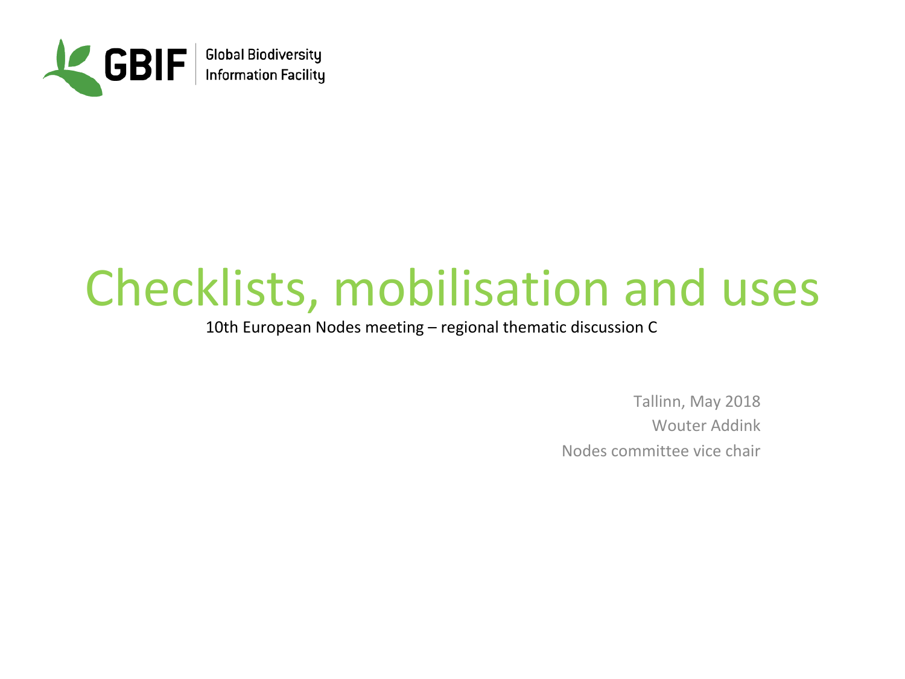GBIF Global Biodiversity Information Facility

# Checklists, mobilisation and uses

10th European Nodes meeting – regional thematic discussion C

Tallinn, May 2018

Wouter Addink

Nodes committee vice chair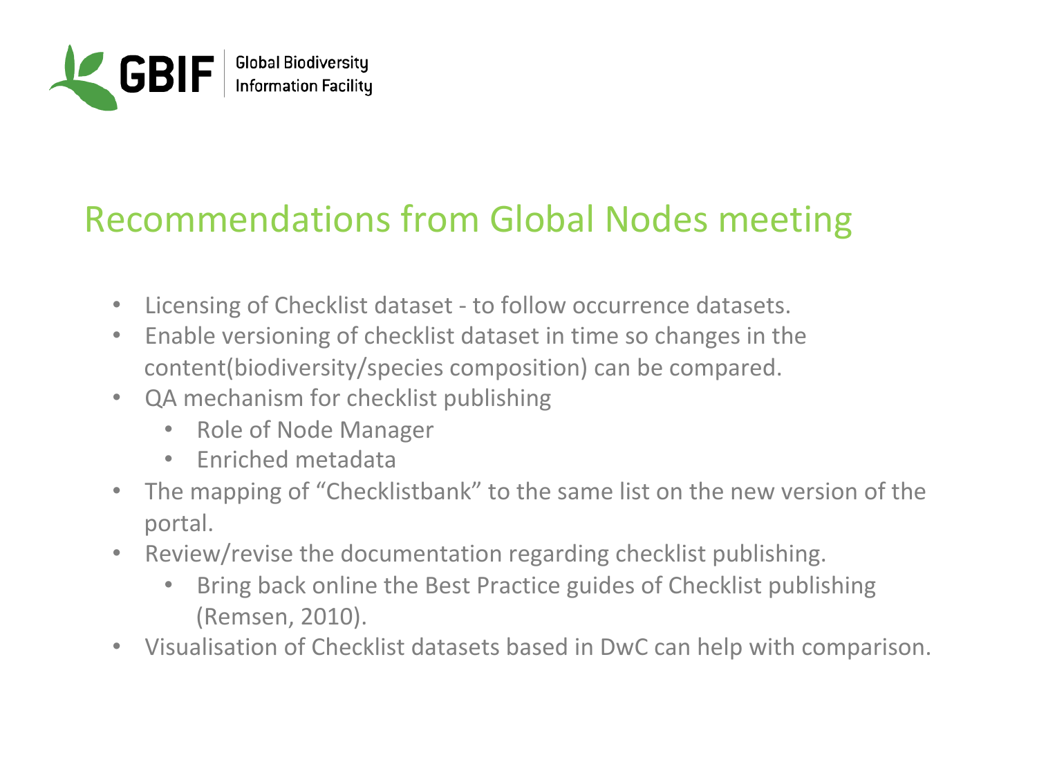# Recommendations from Global Nodes meeting

- Licensing of Checklist dataset - to follow occurrence datasets.
- Enable versioning of checklist dataset in time so changes in the content(biodiversity/species composition) can be compared.
- QA mechanism for checklist publishing
  - Role of Node Manager
  - Enriched metadata
- The mapping of "Checklistbank" to the same list on the new version of the portal.
- Review/revise the documentation regarding checklist publishing.
  - Bring back online the Best Practice guides of Checklist publishing (Remsen, 2010).
- Visualisation of Checklist datasets based in DwC can help with comparison.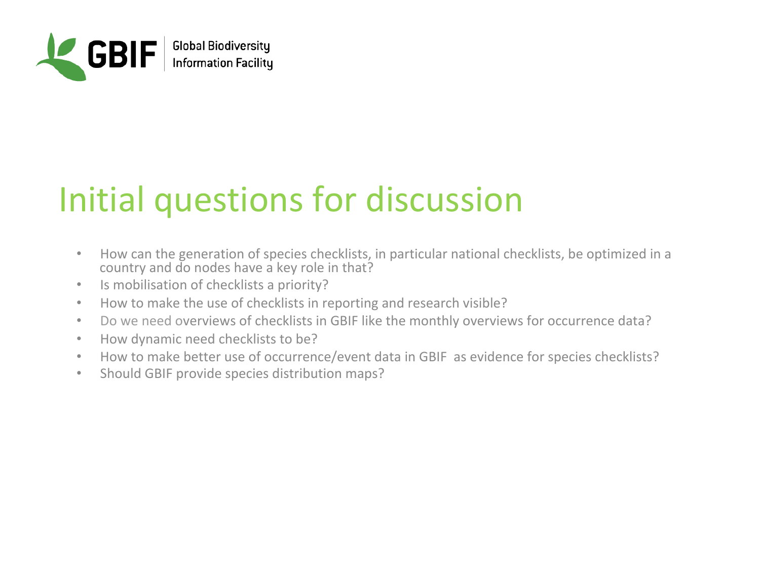# Initial questions for discussion

- How can the generation of species checklists, in particular national checklists, be optimized in a country and do nodes have a key role in that?
- Is mobilisation of checklists a priority?
- How to make the use of checklists in reporting and research visible?
- Do we need overviews of checklists in GBIF like the monthly overviews for occurrence data?
- How dynamic need checklists to be?
- How to make better use of occurrence/event data in GBIF as evidence for species checklists?
- Should GBIF provide species distribution maps?